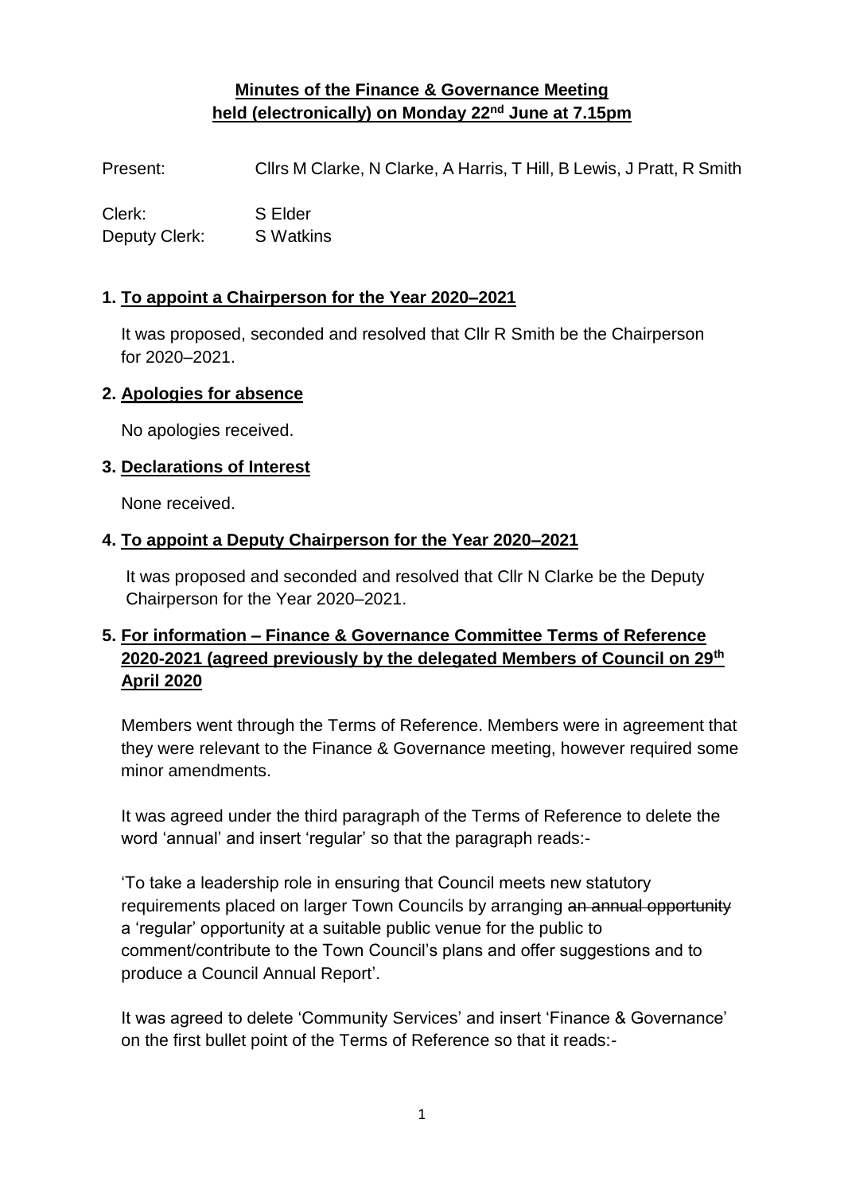**Minutes of the Finance & Governance Meeting**
**held (electronically) on Monday 22nd June at 7.15pm**

Present: Cllrs M Clarke, N Clarke, A Harris, T Hill, B Lewis, J Pratt, R Smith

Clerk: S Elder
Deputy Clerk: S Watkins

**1. To appoint a Chairperson for the Year 2020–2021**

It was proposed, seconded and resolved that Cllr R Smith be the Chairperson for 2020–2021.

**2. Apologies for absence**

No apologies received.

**3. Declarations of Interest**

None received.

**4. To appoint a Deputy Chairperson for the Year 2020–2021**

It was proposed and seconded and resolved that Cllr N Clarke be the Deputy Chairperson for the Year 2020–2021.

**5. For information – Finance & Governance Committee Terms of Reference 2020-2021 (agreed previously by the delegated Members of Council on 29th April 2020**

Members went through the Terms of Reference. Members were in agreement that they were relevant to the Finance & Governance meeting, however required some minor amendments.

It was agreed under the third paragraph of the Terms of Reference to delete the word 'annual' and insert 'regular' so that the paragraph reads:-

'To take a leadership role in ensuring that Council meets new statutory requirements placed on larger Town Councils by arranging ~~an annual opportunity~~ a 'regular' opportunity at a suitable public venue for the public to comment/contribute to the Town Council's plans and offer suggestions and to produce a Council Annual Report'.

It was agreed to delete 'Community Services' and insert 'Finance & Governance' on the first bullet point of the Terms of Reference so that it reads:-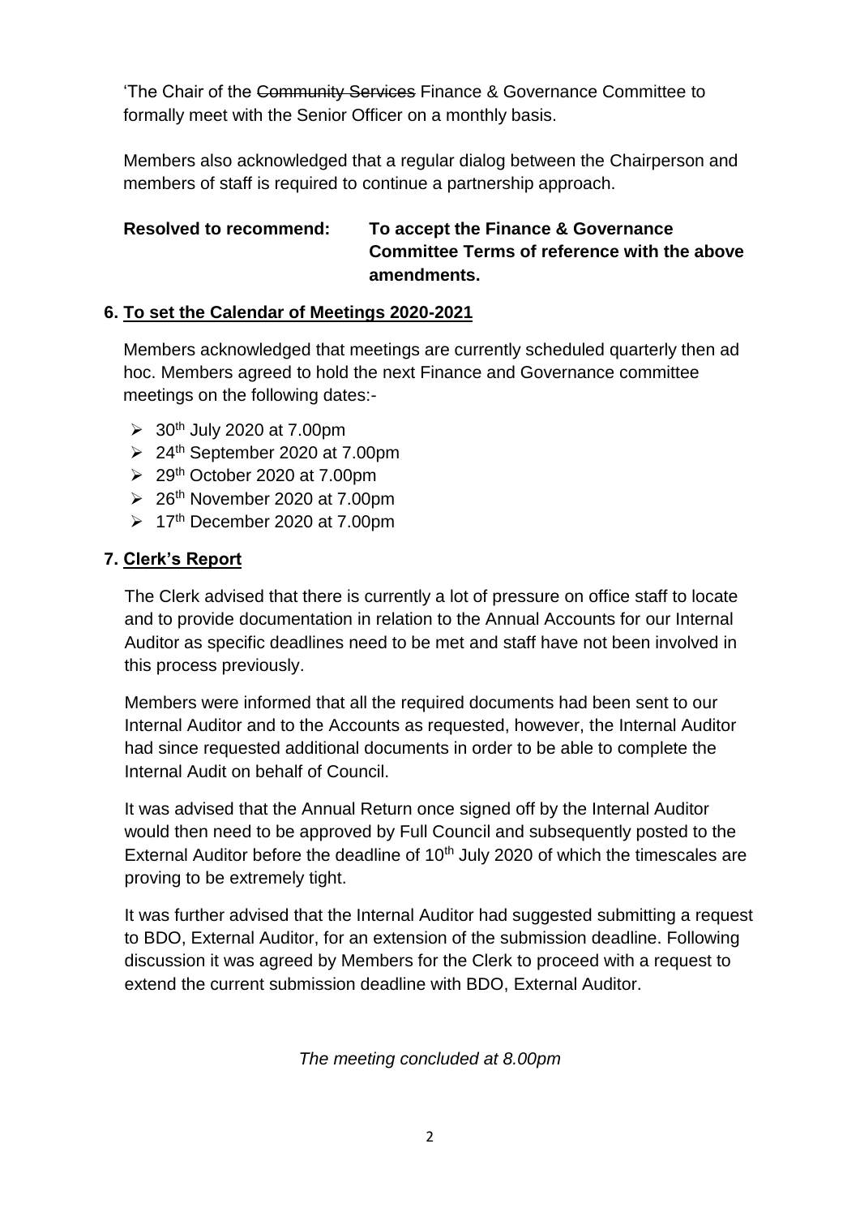'The Chair of the ~~Community Services~~ Finance & Governance Committee to formally meet with the Senior Officer on a monthly basis.

Members also acknowledged that a regular dialog between the Chairperson and members of staff is required to continue a partnership approach.

**Resolved to recommend: To accept the Finance & Governance Committee Terms of reference with the above amendments.**

**6. To set the Calendar of Meetings 2020-2021**

Members acknowledged that meetings are currently scheduled quarterly then ad hoc. Members agreed to hold the next Finance and Governance committee meetings on the following dates:-

- 30th July 2020 at 7.00pm
- 24th September 2020 at 7.00pm
- 29th October 2020 at 7.00pm
- 26th November 2020 at 7.00pm
- 17th December 2020 at 7.00pm

**7. Clerk's Report**

The Clerk advised that there is currently a lot of pressure on office staff to locate and to provide documentation in relation to the Annual Accounts for our Internal Auditor as specific deadlines need to be met and staff have not been involved in this process previously.

Members were informed that all the required documents had been sent to our Internal Auditor and to the Accounts as requested, however, the Internal Auditor had since requested additional documents in order to be able to complete the Internal Audit on behalf of Council.

It was advised that the Annual Return once signed off by the Internal Auditor would then need to be approved by Full Council and subsequently posted to the External Auditor before the deadline of 10th July 2020 of which the timescales are proving to be extremely tight.

It was further advised that the Internal Auditor had suggested submitting a request to BDO, External Auditor, for an extension of the submission deadline. Following discussion it was agreed by Members for the Clerk to proceed with a request to extend the current submission deadline with BDO, External Auditor.

*The meeting concluded at 8.00pm*